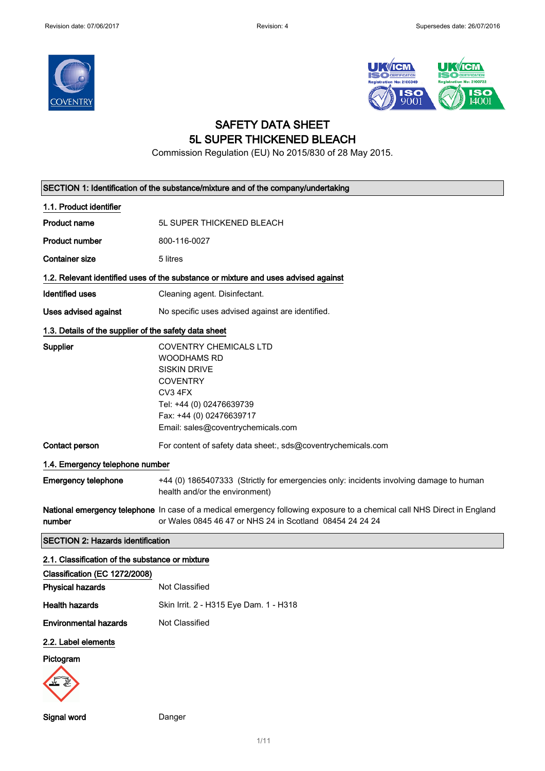# SAFETY DATA SHEET
# 5L SUPER THICKENED BLEACH

Commission Regulation (EU) No 2015/830 of 28 May 2015.

## SECTION 1: Identification of the substance/mixture and of the company/undertaking

### 1.1. Product identifier

| | |
|---|---|
| **Product name** | 5L SUPER THICKENED BLEACH |
| **Product number** | 800-116-0027 |
| **Container size** | 5 litres |

### 1.2. Relevant identified uses of the substance or mixture and uses advised against

| | |
|---|---|
| **Identified uses** | Cleaning agent. Disinfectant. |
| **Uses advised against** | No specific uses advised against are identified. |

### 1.3. Details of the supplier of the safety data sheet

**Supplier**
COVENTRY CHEMICALS LTD
WOODHAMS RD
SISKIN DRIVE
COVENTRY
CV3 4FX
Tel: +44 (0) 02476639739
Fax: +44 (0) 02476639717
Email: sales@coventrychemicals.com

**Contact person** For content of safety data sheet:, sds@coventrychemicals.com

### 1.4. Emergency telephone number

**Emergency telephone** +44 (0) 1865407333 (Strictly for emergencies only: incidents involving damage to human health and/or the environment)

**National emergency telephone number** In case of a medical emergency following exposure to a chemical call NHS Direct in England or Wales 0845 46 47 or NHS 24 in Scotland 08454 24 24 24

## SECTION 2: Hazards identification

### 2.1. Classification of the substance or mixture

**Classification (EC 1272/2008)**

| | |
|---|---|
| **Physical hazards** | Not Classified |
| **Health hazards** | Skin Irrit. 2 - H315 Eye Dam. 1 - H318 |
| **Environmental hazards** | Not Classified |

### 2.2. Label elements

**Pictogram**

**Signal word** Danger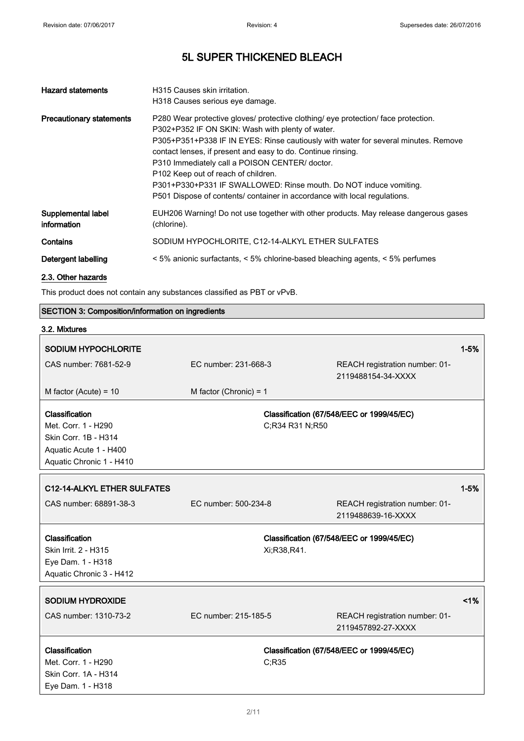# 5L SUPER THICKENED BLEACH

| | |
|---|---|
| **Hazard statements** | H315 Causes skin irritation.<br>H318 Causes serious eye damage. |
| **Precautionary statements** | P280 Wear protective gloves/ protective clothing/ eye protection/ face protection.<br>P302+P352 IF ON SKIN: Wash with plenty of water.<br>P305+P351+P338 IF IN EYES: Rinse cautiously with water for several minutes. Remove contact lenses, if present and easy to do. Continue rinsing.<br>P310 Immediately call a POISON CENTER/ doctor.<br>P102 Keep out of reach of children.<br>P301+P330+P331 IF SWALLOWED: Rinse mouth. Do NOT induce vomiting.<br>P501 Dispose of contents/ container in accordance with local regulations. |
| **Supplemental label information** | EUH206 Warning! Do not use together with other products. May release dangerous gases (chlorine). |
| **Contains** | SODIUM HYPOCHLORITE, C12-14-ALKYL ETHER SULFATES |
| **Detergent labelling** | < 5% anionic surfactants, < 5% chlorine-based bleaching agents, < 5% perfumes |

### 2.3. Other hazards

This product does not contain any substances classified as PBT or vPvB.

## SECTION 3: Composition/information on ingredients

### 3.2. Mixtures

**SODIUM HYPOCHLORITE** — 1-5%

| | | |
|---|---|---|
| CAS number: 7681-52-9 | EC number: 231-668-3 | REACH registration number: 01-2119488154-34-XXXX |
| M factor (Acute) = 10 | M factor (Chronic) = 1 | |

| **Classification** | **Classification (67/548/EEC or 1999/45/EC)** |
|---|---|
| Met. Corr. 1 - H290<br>Skin Corr. 1B - H314<br>Aquatic Acute 1 - H400<br>Aquatic Chronic 1 - H410 | C;R34 R31 N;R50 |

**C12-14-ALKYL ETHER SULFATES** — 1-5%

| | | |
|---|---|---|
| CAS number: 68891-38-3 | EC number: 500-234-8 | REACH registration number: 01-2119488639-16-XXXX |

| **Classification** | **Classification (67/548/EEC or 1999/45/EC)** |
|---|---|
| Skin Irrit. 2 - H315<br>Eye Dam. 1 - H318<br>Aquatic Chronic 3 - H412 | Xi;R38,R41. |

**SODIUM HYDROXIDE** — <1%

| | | |
|---|---|---|
| CAS number: 1310-73-2 | EC number: 215-185-5 | REACH registration number: 01-2119457892-27-XXXX |

| **Classification** | **Classification (67/548/EEC or 1999/45/EC)** |
|---|---|
| Met. Corr. 1 - H290<br>Skin Corr. 1A - H314<br>Eye Dam. 1 - H318 | C;R35 |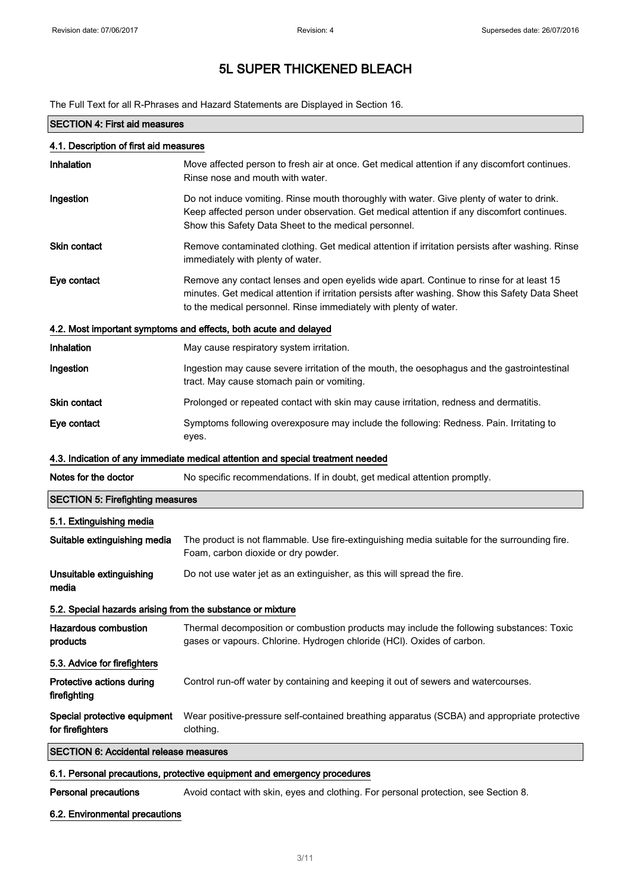# 5L SUPER THICKENED BLEACH

The Full Text for all R-Phrases and Hazard Statements are Displayed in Section 16.

## SECTION 4: First aid measures

### 4.1. Description of first aid measures

**Inhalation** Move affected person to fresh air at once. Get medical attention if any discomfort continues. Rinse nose and mouth with water.

**Ingestion** Do not induce vomiting. Rinse mouth thoroughly with water. Give plenty of water to drink. Keep affected person under observation. Get medical attention if any discomfort continues. Show this Safety Data Sheet to the medical personnel.

**Skin contact** Remove contaminated clothing. Get medical attention if irritation persists after washing. Rinse immediately with plenty of water.

**Eye contact** Remove any contact lenses and open eyelids wide apart. Continue to rinse for at least 15 minutes. Get medical attention if irritation persists after washing. Show this Safety Data Sheet to the medical personnel. Rinse immediately with plenty of water.

### 4.2. Most important symptoms and effects, both acute and delayed

**Inhalation** May cause respiratory system irritation.

**Ingestion** Ingestion may cause severe irritation of the mouth, the oesophagus and the gastrointestinal tract. May cause stomach pain or vomiting.

**Skin contact** Prolonged or repeated contact with skin may cause irritation, redness and dermatitis.

**Eye contact** Symptoms following overexposure may include the following: Redness. Pain. Irritating to eyes.

### 4.3. Indication of any immediate medical attention and special treatment needed

**Notes for the doctor** No specific recommendations. If in doubt, get medical attention promptly.

## SECTION 5: Firefighting measures

### 5.1. Extinguishing media

**Suitable extinguishing media** The product is not flammable. Use fire-extinguishing media suitable for the surrounding fire. Foam, carbon dioxide or dry powder.

**Unsuitable extinguishing media** Do not use water jet as an extinguisher, as this will spread the fire.

### 5.2. Special hazards arising from the substance or mixture

**Hazardous combustion products** Thermal decomposition or combustion products may include the following substances: Toxic gases or vapours. Chlorine. Hydrogen chloride (HCl). Oxides of carbon.

### 5.3. Advice for firefighters

**Protective actions during firefighting** Control run-off water by containing and keeping it out of sewers and watercourses.

**Special protective equipment for firefighters** Wear positive-pressure self-contained breathing apparatus (SCBA) and appropriate protective clothing.

## SECTION 6: Accidental release measures

### 6.1. Personal precautions, protective equipment and emergency procedures

**Personal precautions** Avoid contact with skin, eyes and clothing. For personal protection, see Section 8.

### 6.2. Environmental precautions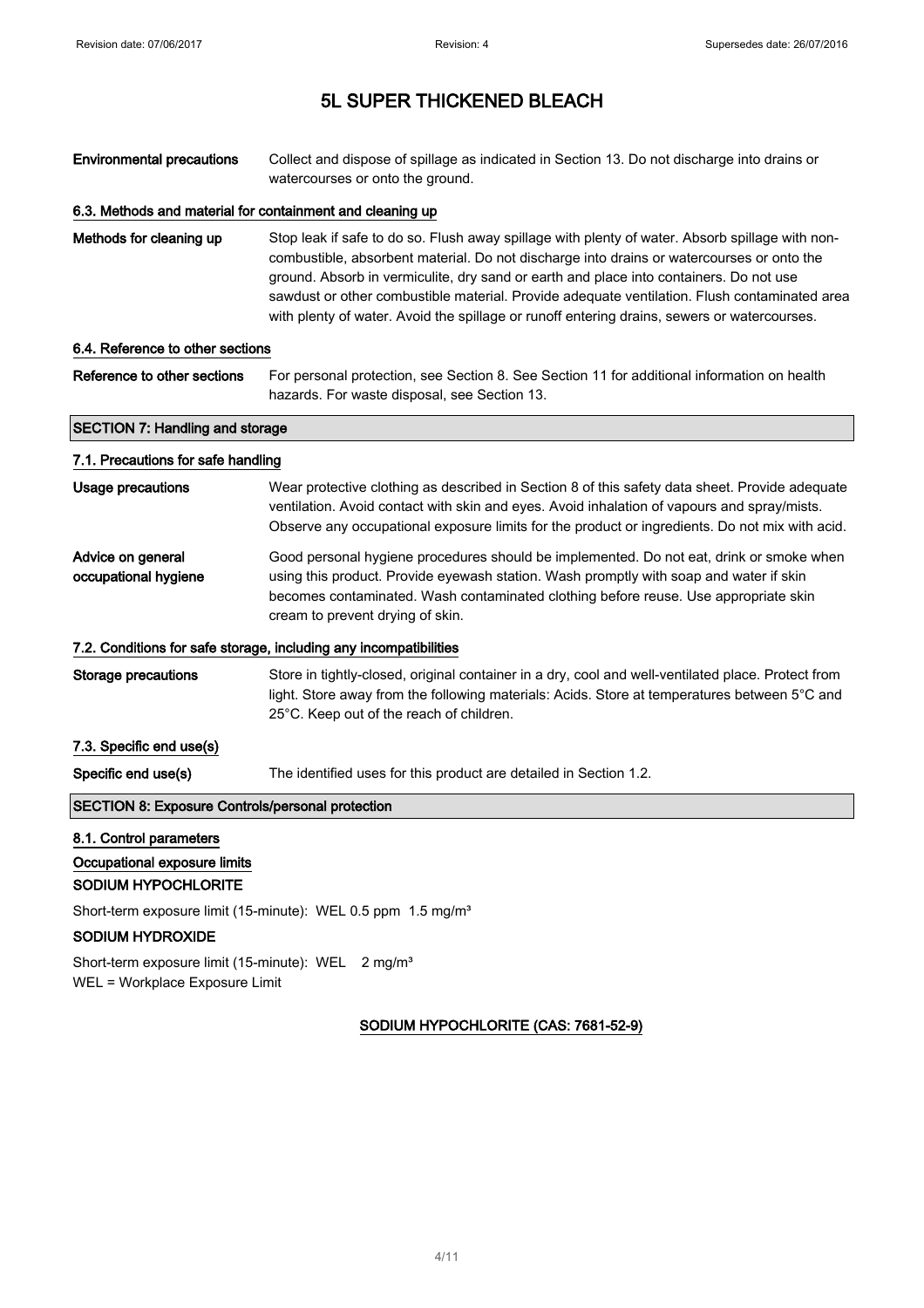# 5L SUPER THICKENED BLEACH

| | |
|---|---|
| **Environmental precautions** | Collect and dispose of spillage as indicated in Section 13. Do not discharge into drains or watercourses or onto the ground. |

### 6.3. Methods and material for containment and cleaning up

| | |
|---|---|
| **Methods for cleaning up** | Stop leak if safe to do so. Flush away spillage with plenty of water. Absorb spillage with non-combustible, absorbent material. Do not discharge into drains or watercourses or onto the ground. Absorb in vermiculite, dry sand or earth and place into containers. Do not use sawdust or other combustible material. Provide adequate ventilation. Flush contaminated area with plenty of water. Avoid the spillage or runoff entering drains, sewers or watercourses. |

### 6.4. Reference to other sections

| | |
|---|---|
| **Reference to other sections** | For personal protection, see Section 8. See Section 11 for additional information on health hazards. For waste disposal, see Section 13. |

## SECTION 7: Handling and storage

### 7.1. Precautions for safe handling

| | |
|---|---|
| **Usage precautions** | Wear protective clothing as described in Section 8 of this safety data sheet. Provide adequate ventilation. Avoid contact with skin and eyes. Avoid inhalation of vapours and spray/mists. Observe any occupational exposure limits for the product or ingredients. Do not mix with acid. |
| **Advice on general occupational hygiene** | Good personal hygiene procedures should be implemented. Do not eat, drink or smoke when using this product. Provide eyewash station. Wash promptly with soap and water if skin becomes contaminated. Wash contaminated clothing before reuse. Use appropriate skin cream to prevent drying of skin. |

### 7.2. Conditions for safe storage, including any incompatibilities

| | |
|---|---|
| **Storage precautions** | Store in tightly-closed, original container in a dry, cool and well-ventilated place. Protect from light. Store away from the following materials: Acids. Store at temperatures between 5°C and 25°C. Keep out of the reach of children. |

### 7.3. Specific end use(s)

| | |
|---|---|
| **Specific end use(s)** | The identified uses for this product are detailed in Section 1.2. |

## SECTION 8: Exposure Controls/personal protection

### 8.1. Control parameters

**Occupational exposure limits**

**SODIUM HYPOCHLORITE**

Short-term exposure limit (15-minute): WEL 0.5 ppm 1.5 mg/m³

**SODIUM HYDROXIDE**

Short-term exposure limit (15-minute): WEL 2 mg/m³

WEL = Workplace Exposure Limit

**SODIUM HYPOCHLORITE (CAS: 7681-52-9)**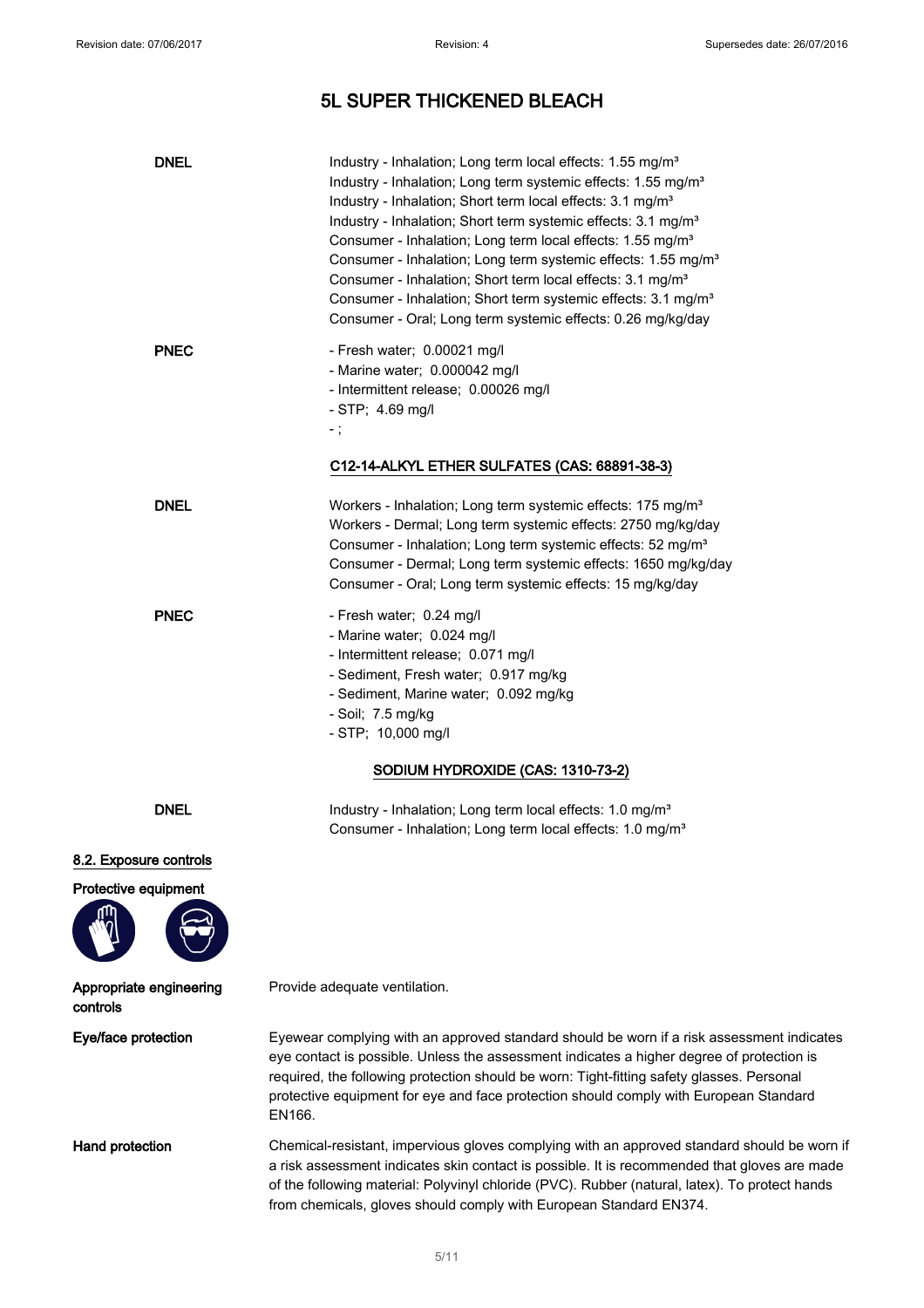# 5L SUPER THICKENED BLEACH

**DNEL**

Industry - Inhalation; Long term local effects: 1.55 mg/m³
Industry - Inhalation; Long term systemic effects: 1.55 mg/m³
Industry - Inhalation; Short term local effects: 3.1 mg/m³
Industry - Inhalation; Short term systemic effects: 3.1 mg/m³
Consumer - Inhalation; Long term local effects: 1.55 mg/m³
Consumer - Inhalation; Long term systemic effects: 1.55 mg/m³
Consumer - Inhalation; Short term local effects: 3.1 mg/m³
Consumer - Inhalation; Short term systemic effects: 3.1 mg/m³
Consumer - Oral; Long term systemic effects: 0.26 mg/kg/day

**PNEC**

- Fresh water; 0.00021 mg/l
- Marine water; 0.000042 mg/l
- Intermittent release; 0.00026 mg/l
- STP; 4.69 mg/l
- ;

<u>C12-14-ALKYL ETHER SULFATES (CAS: 68891-38-3)</u>

**DNEL**

Workers - Inhalation; Long term systemic effects: 175 mg/m³
Workers - Dermal; Long term systemic effects: 2750 mg/kg/day
Consumer - Inhalation; Long term systemic effects: 52 mg/m³
Consumer - Dermal; Long term systemic effects: 1650 mg/kg/day
Consumer - Oral; Long term systemic effects: 15 mg/kg/day

**PNEC**

- Fresh water; 0.24 mg/l
- Marine water; 0.024 mg/l
- Intermittent release; 0.071 mg/l
- Sediment, Fresh water; 0.917 mg/kg
- Sediment, Marine water; 0.092 mg/kg
- Soil; 7.5 mg/kg
- STP; 10,000 mg/l

<u>SODIUM HYDROXIDE (CAS: 1310-73-2)</u>

**DNEL**

Industry - Inhalation; Long term local effects: 1.0 mg/m³
Consumer - Inhalation; Long term local effects: 1.0 mg/m³

## 8.2. Exposure controls

**Protective equipment**

**Appropriate engineering controls**

Provide adequate ventilation.

**Eye/face protection**

Eyewear complying with an approved standard should be worn if a risk assessment indicates eye contact is possible. Unless the assessment indicates a higher degree of protection is required, the following protection should be worn: Tight-fitting safety glasses. Personal protective equipment for eye and face protection should comply with European Standard EN166.

**Hand protection**

Chemical-resistant, impervious gloves complying with an approved standard should be worn if a risk assessment indicates skin contact is possible. It is recommended that gloves are made of the following material: Polyvinyl chloride (PVC). Rubber (natural, latex). To protect hands from chemicals, gloves should comply with European Standard EN374.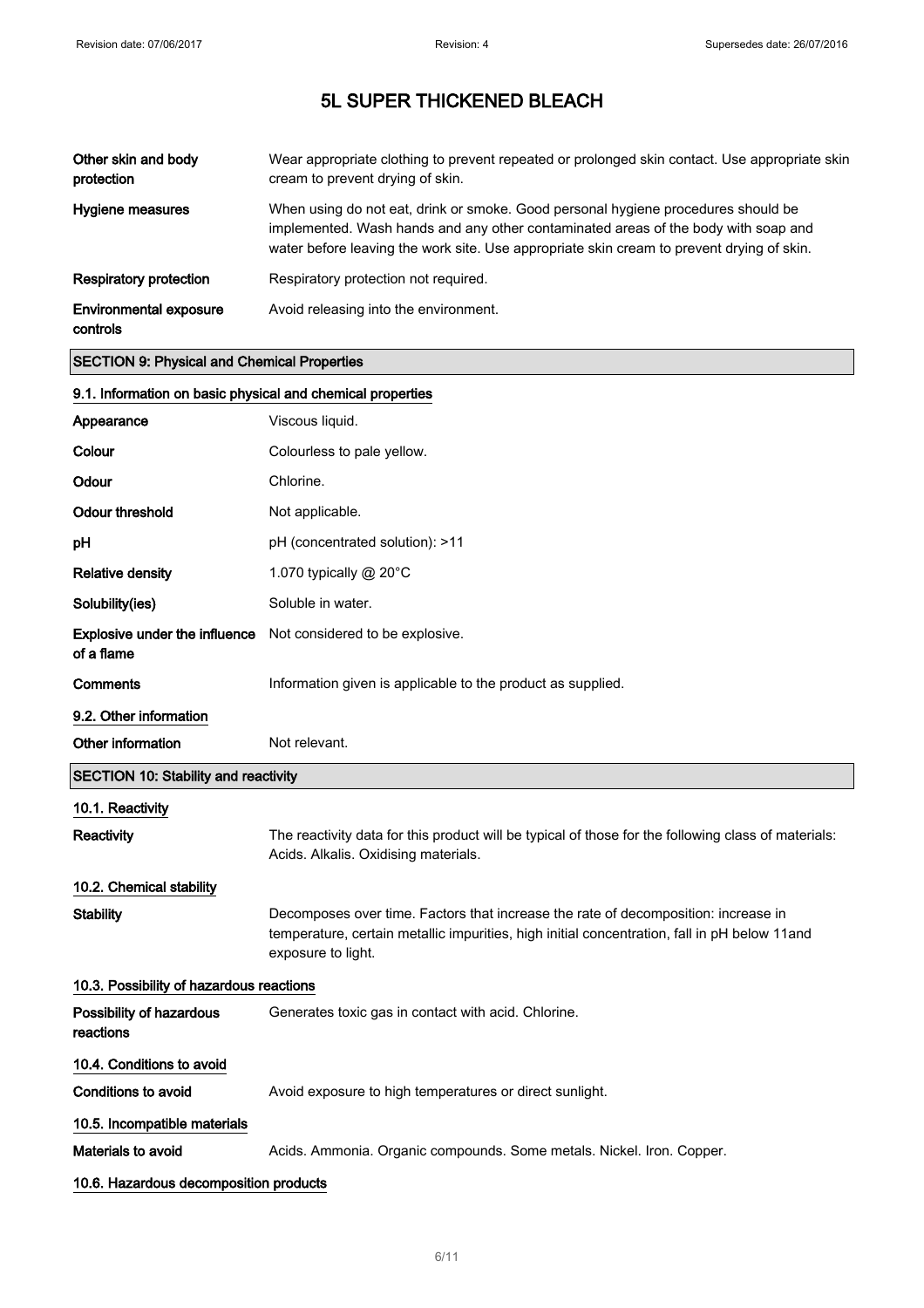| | |
|---|---|
| **Other skin and body protection** | Wear appropriate clothing to prevent repeated or prolonged skin contact. Use appropriate skin cream to prevent drying of skin. |
| **Hygiene measures** | When using do not eat, drink or smoke. Good personal hygiene procedures should be implemented. Wash hands and any other contaminated areas of the body with soap and water before leaving the work site. Use appropriate skin cream to prevent drying of skin. |
| **Respiratory protection** | Respiratory protection not required. |
| **Environmental exposure controls** | Avoid releasing into the environment. |

## SECTION 9: Physical and Chemical Properties

### 9.1. Information on basic physical and chemical properties

| | |
|---|---|
| **Appearance** | Viscous liquid. |
| **Colour** | Colourless to pale yellow. |
| **Odour** | Chlorine. |
| **Odour threshold** | Not applicable. |
| **pH** | pH (concentrated solution): >11 |
| **Relative density** | 1.070 typically @ 20°C |
| **Solubility(ies)** | Soluble in water. |
| **Explosive under the influence of a flame** | Not considered to be explosive. |
| **Comments** | Information given is applicable to the product as supplied. |

### 9.2. Other information

| | |
|---|---|
| **Other information** | Not relevant. |

## SECTION 10: Stability and reactivity

### 10.1. Reactivity

| | |
|---|---|
| **Reactivity** | The reactivity data for this product will be typical of those for the following class of materials: Acids. Alkalis. Oxidising materials. |

### 10.2. Chemical stability

| | |
|---|---|
| **Stability** | Decomposes over time. Factors that increase the rate of decomposition: increase in temperature, certain metallic impurities, high initial concentration, fall in pH below 11and exposure to light. |

### 10.3. Possibility of hazardous reactions

| | |
|---|---|
| **Possibility of hazardous reactions** | Generates toxic gas in contact with acid. Chlorine. |

### 10.4. Conditions to avoid

| | |
|---|---|
| **Conditions to avoid** | Avoid exposure to high temperatures or direct sunlight. |

### 10.5. Incompatible materials

| | |
|---|---|
| **Materials to avoid** | Acids. Ammonia. Organic compounds. Some metals. Nickel. Iron. Copper. |

### 10.6. Hazardous decomposition products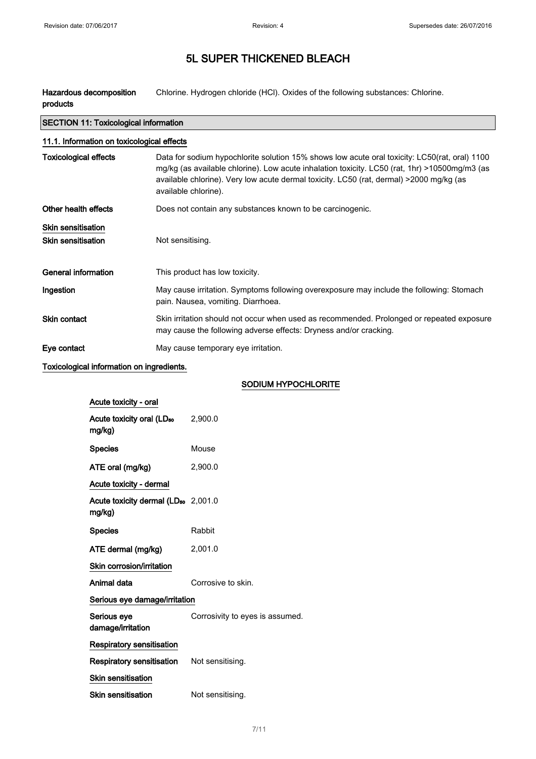| | |
|---|---|
| **Hazardous decomposition products** | Chlorine. Hydrogen chloride (HCl). Oxides of the following substances: Chlorine. |

## SECTION 11: Toxicological information

### 11.1. Information on toxicological effects

| | |
|---|---|
| **Toxicological effects** | Data for sodium hypochlorite solution 15% shows low acute oral toxicity: LC50(rat, oral) 1100 mg/kg (as available chlorine). Low acute inhalation toxicity. LC50 (rat, 1hr) >10500mg/m3 (as available chlorine). Very low acute dermal toxicity. LC50 (rat, dermal) >2000 mg/kg (as available chlorine). |
| **Other health effects** | Does not contain any substances known to be carcinogenic. |

**Skin sensitisation**

| | |
|---|---|
| **Skin sensitisation** | Not sensitising. |
| **General information** | This product has low toxicity. |
| **Ingestion** | May cause irritation. Symptoms following overexposure may include the following: Stomach pain. Nausea, vomiting. Diarrhoea. |
| **Skin contact** | Skin irritation should not occur when used as recommended. Prolonged or repeated exposure may cause the following adverse effects: Dryness and/or cracking. |
| **Eye contact** | May cause temporary eye irritation. |

**Toxicological information on ingredients.**

**SODIUM HYPOCHLORITE**

**Acute toxicity - oral**

| | |
|---|---|
| **Acute toxicity oral ($LD_{50}$ mg/kg)** | 2,900.0 |
| **Species** | Mouse |
| **ATE oral (mg/kg)** | 2,900.0 |

**Acute toxicity - dermal**

| | |
|---|---|
| **Acute toxicity dermal ($LD_{50}$ mg/kg)** | 2,001.0 |
| **Species** | Rabbit |
| **ATE dermal (mg/kg)** | 2,001.0 |

**Skin corrosion/irritation**

| | |
|---|---|
| **Animal data** | Corrosive to skin. |

**Serious eye damage/irritation**

| | |
|---|---|
| **Serious eye damage/irritation** | Corrosivity to eyes is assumed. |

**Respiratory sensitisation**

| | |
|---|---|
| **Respiratory sensitisation** | Not sensitising. |

**Skin sensitisation**

| | |
|---|---|
| **Skin sensitisation** | Not sensitising. |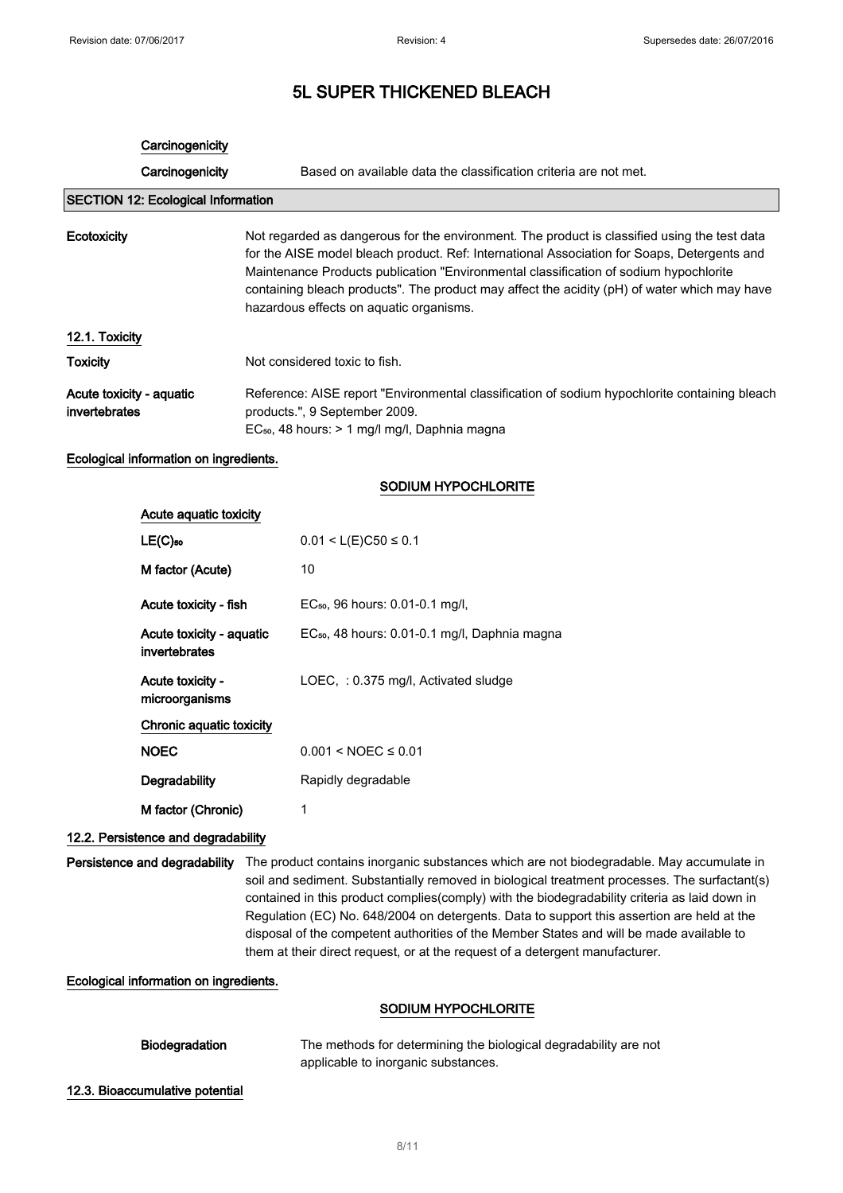# 5L SUPER THICKENED BLEACH

**Carcinogenicity**

| | |
|---|---|
| **Carcinogenicity** | Based on available data the classification criteria are not met. |

## SECTION 12: Ecological Information

| | |
|---|---|
| **Ecotoxicity** | Not regarded as dangerous for the environment. The product is classified using the test data for the AISE model bleach product. Ref: International Association for Soaps, Detergents and Maintenance Products publication "Environmental classification of sodium hypochlorite containing bleach products". The product may affect the acidity (pH) of water which may have hazardous effects on aquatic organisms. |

### 12.1. Toxicity

| | |
|---|---|
| **Toxicity** | Not considered toxic to fish. |
| **Acute toxicity - aquatic invertebrates** | Reference: AISE report "Environmental classification of sodium hypochlorite containing bleach products.", 9 September 2009.<br>$EC_{50}$, 48 hours: > 1 mg/l mg/l, Daphnia magna |

**Ecological information on ingredients.**

**SODIUM HYPOCHLORITE**

**Acute aquatic toxicity**

| | |
|---|---|
| **$LE(C)_{50}$** | $0.01 < L(E)C50 \leq 0.1$ |
| **M factor (Acute)** | 10 |
| **Acute toxicity - fish** | $EC_{50}$, 96 hours: 0.01-0.1 mg/l, |
| **Acute toxicity - aquatic invertebrates** | $EC_{50}$, 48 hours: 0.01-0.1 mg/l, Daphnia magna |
| **Acute toxicity - microorganisms** | LOEC, : 0.375 mg/l, Activated sludge |

**Chronic aquatic toxicity**

| | |
|---|---|
| **NOEC** | $0.001 < NOEC \leq 0.01$ |
| **Degradability** | Rapidly degradable |
| **M factor (Chronic)** | 1 |

### 12.2. Persistence and degradability

| | |
|---|---|
| **Persistence and degradability** | The product contains inorganic substances which are not biodegradable. May accumulate in soil and sediment. Substantially removed in biological treatment processes. The surfactant(s) contained in this product complies(comply) with the biodegradability criteria as laid down in Regulation (EC) No. 648/2004 on detergents. Data to support this assertion are held at the disposal of the competent authorities of the Member States and will be made available to them at their direct request, or at the request of a detergent manufacturer. |

**Ecological information on ingredients.**

**SODIUM HYPOCHLORITE**

| | |
|---|---|
| **Biodegradation** | The methods for determining the biological degradability are not applicable to inorganic substances. |

### 12.3. Bioaccumulative potential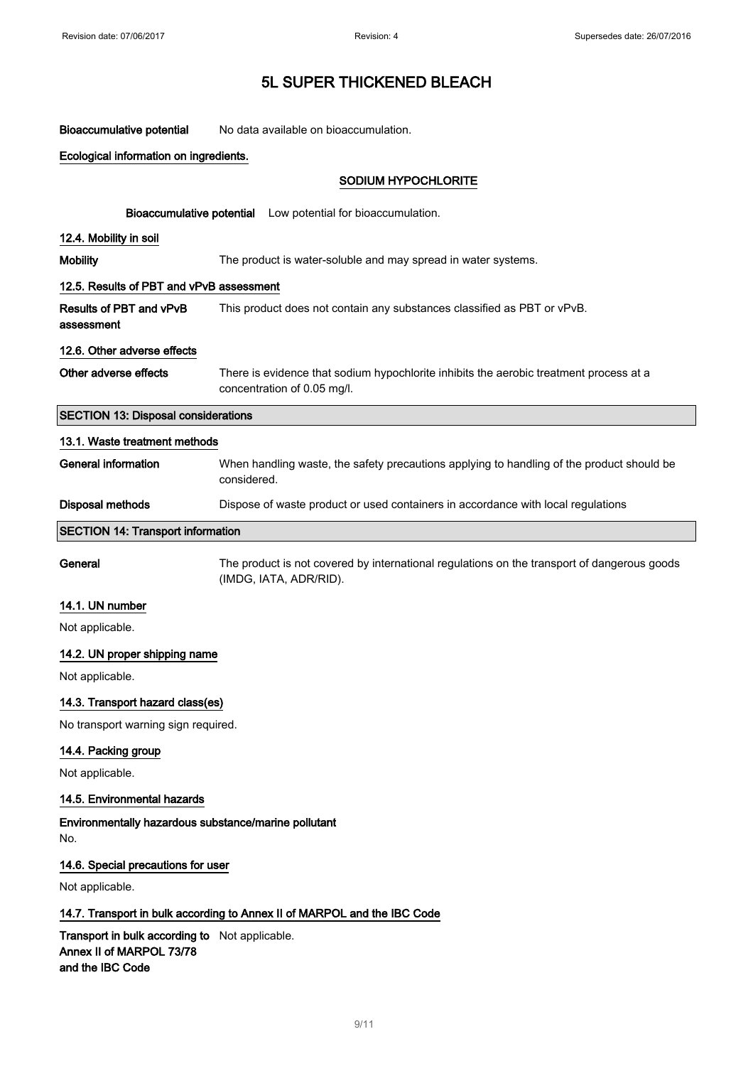# 5L SUPER THICKENED BLEACH

**Bioaccumulative potential** No data available on bioaccumulation.

**Ecological information on ingredients.**

**SODIUM HYPOCHLORITE**

**Bioaccumulative potential** Low potential for bioaccumulation.

### 12.4. Mobility in soil

**Mobility** The product is water-soluble and may spread in water systems.

### 12.5. Results of PBT and vPvB assessment

**Results of PBT and vPvB assessment** This product does not contain any substances classified as PBT or vPvB.

### 12.6. Other adverse effects

**Other adverse effects** There is evidence that sodium hypochlorite inhibits the aerobic treatment process at a concentration of 0.05 mg/l.

## SECTION 13: Disposal considerations

### 13.1. Waste treatment methods

**General information** When handling waste, the safety precautions applying to handling of the product should be considered.

**Disposal methods** Dispose of waste product or used containers in accordance with local regulations

## SECTION 14: Transport information

**General** The product is not covered by international regulations on the transport of dangerous goods (IMDG, IATA, ADR/RID).

### 14.1. UN number

Not applicable.

### 14.2. UN proper shipping name

Not applicable.

### 14.3. Transport hazard class(es)

No transport warning sign required.

### 14.4. Packing group

Not applicable.

### 14.5. Environmental hazards

**Environmentally hazardous substance/marine pollutant**
No.

### 14.6. Special precautions for user

Not applicable.

### 14.7. Transport in bulk according to Annex II of MARPOL and the IBC Code

**Transport in bulk according to Annex II of MARPOL 73/78 and the IBC Code** Not applicable.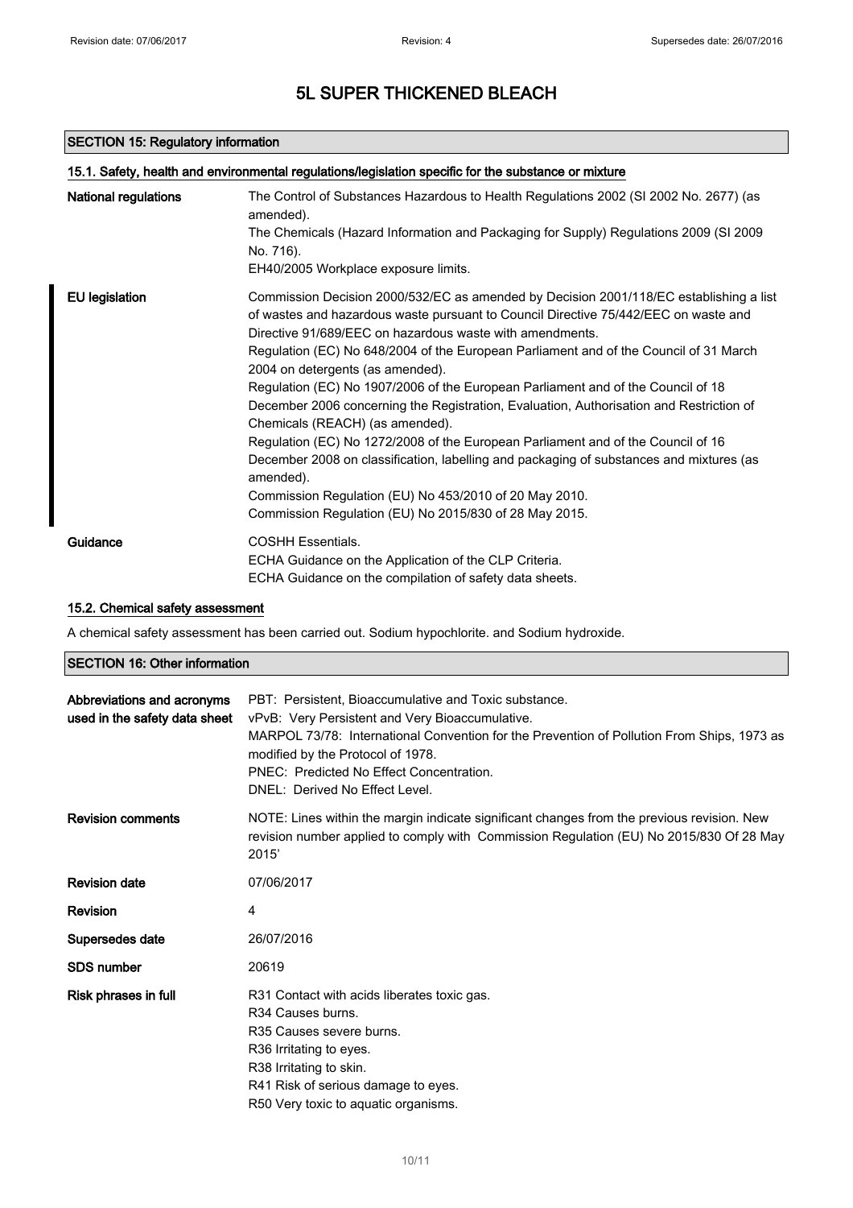# 5L SUPER THICKENED BLEACH

## SECTION 15: Regulatory information

### 15.1. Safety, health and environmental regulations/legislation specific for the substance or mixture

**National regulations**

The Control of Substances Hazardous to Health Regulations 2002 (SI 2002 No. 2677) (as amended).
The Chemicals (Hazard Information and Packaging for Supply) Regulations 2009 (SI 2009 No. 716).
EH40/2005 Workplace exposure limits.

**EU legislation**

Commission Decision 2000/532/EC as amended by Decision 2001/118/EC establishing a list of wastes and hazardous waste pursuant to Council Directive 75/442/EEC on waste and Directive 91/689/EEC on hazardous waste with amendments.
Regulation (EC) No 648/2004 of the European Parliament and of the Council of 31 March 2004 on detergents (as amended).
Regulation (EC) No 1907/2006 of the European Parliament and of the Council of 18 December 2006 concerning the Registration, Evaluation, Authorisation and Restriction of Chemicals (REACH) (as amended).
Regulation (EC) No 1272/2008 of the European Parliament and of the Council of 16 December 2008 on classification, labelling and packaging of substances and mixtures (as amended).
Commission Regulation (EU) No 453/2010 of 20 May 2010.
Commission Regulation (EU) No 2015/830 of 28 May 2015.

**Guidance**

COSHH Essentials.
ECHA Guidance on the Application of the CLP Criteria.
ECHA Guidance on the compilation of safety data sheets.

### 15.2. Chemical safety assessment

A chemical safety assessment has been carried out. Sodium hypochlorite. and Sodium hydroxide.

## SECTION 16: Other information

**Abbreviations and acronyms used in the safety data sheet**

PBT: Persistent, Bioaccumulative and Toxic substance.
vPvB: Very Persistent and Very Bioaccumulative.
MARPOL 73/78: International Convention for the Prevention of Pollution From Ships, 1973 as modified by the Protocol of 1978.
PNEC: Predicted No Effect Concentration.
DNEL: Derived No Effect Level.

**Revision comments**

NOTE: Lines within the margin indicate significant changes from the previous revision. New revision number applied to comply with Commission Regulation (EU) No 2015/830 Of 28 May 2015'

**Revision date** 07/06/2017

**Revision** 4

**Supersedes date** 26/07/2016

**SDS number** 20619

**Risk phrases in full**

R31 Contact with acids liberates toxic gas.
R34 Causes burns.
R35 Causes severe burns.
R36 Irritating to eyes.
R38 Irritating to skin.
R41 Risk of serious damage to eyes.
R50 Very toxic to aquatic organisms.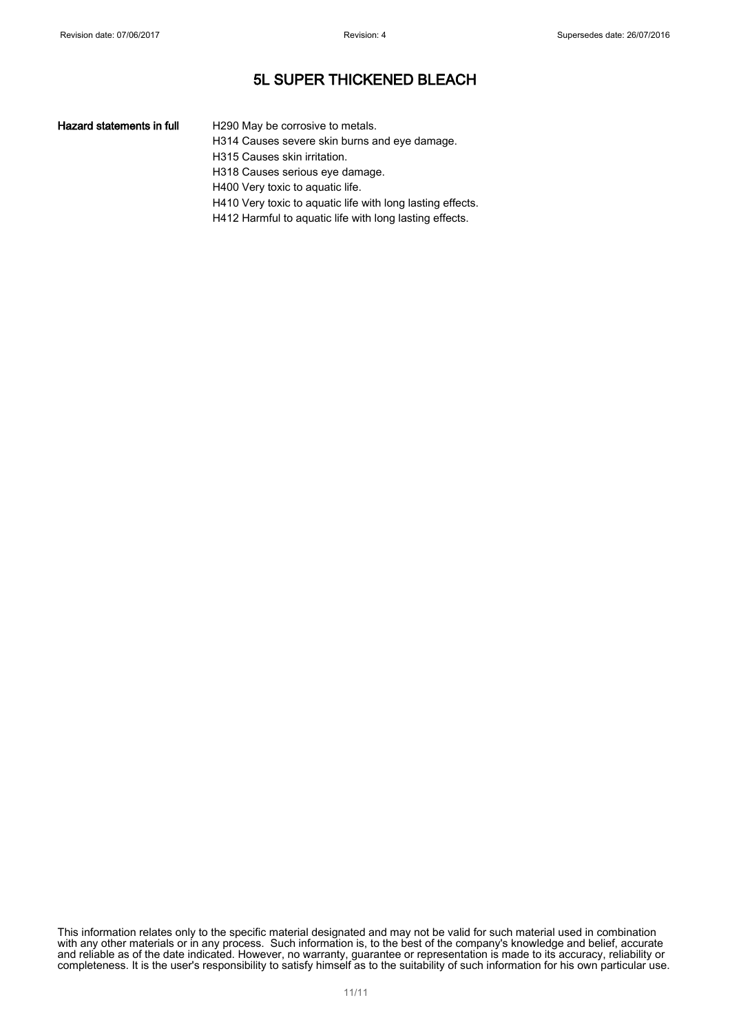# 5L SUPER THICKENED BLEACH

**Hazard statements in full**

H290 May be corrosive to metals.
H314 Causes severe skin burns and eye damage.
H315 Causes skin irritation.
H318 Causes serious eye damage.
H400 Very toxic to aquatic life.
H410 Very toxic to aquatic life with long lasting effects.
H412 Harmful to aquatic life with long lasting effects.

This information relates only to the specific material designated and may not be valid for such material used in combination with any other materials or in any process. Such information is, to the best of the company's knowledge and belief, accurate and reliable as of the date indicated. However, no warranty, guarantee or representation is made to its accuracy, reliability or completeness. It is the user's responsibility to satisfy himself as to the suitability of such information for his own particular use.